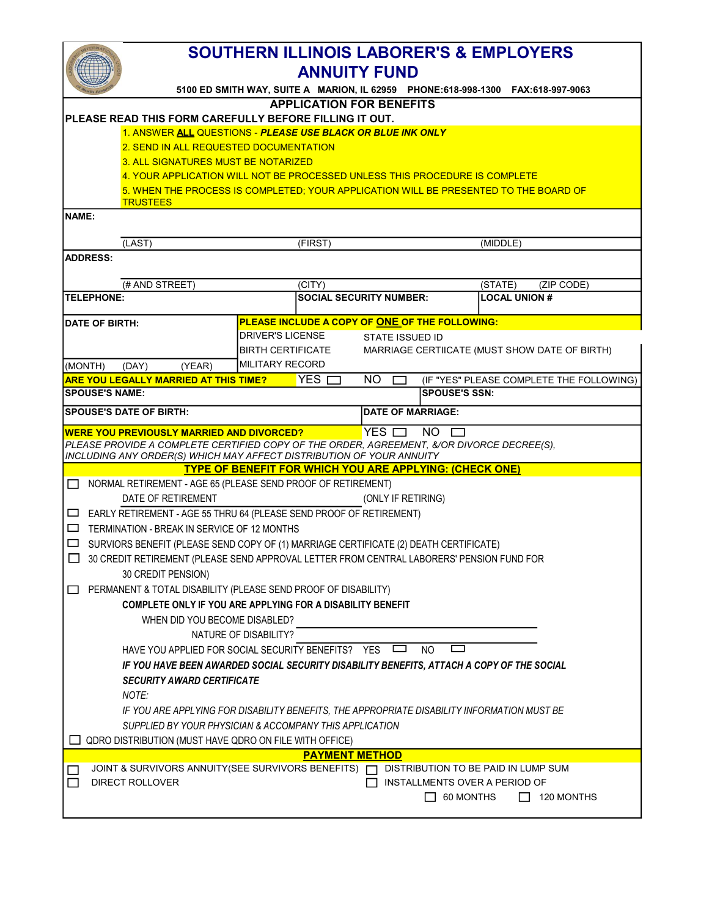# SOUTHERN ILLINOIS LABORER'S & EMPLOYERS ANNUITY FUND

**5100 ED SMITH WAY, SUITE A MARION, IL 62959 PHONE:618-998-1300 FAX:618-997-9063**

## APPLICATION FOR BENEFITS

**PLEASE READ THIS FORM CAREFULLY BEFORE FILLING IT OUT.**

1. ANSWER **ALL** QUESTIONS - ***PLEASE USE BLACK OR BLUE INK ONLY***
2. SEND IN ALL REQUESTED DOCUMENTATION
3. ALL SIGNATURES MUST BE NOTARIZED
4. YOUR APPLICATION WILL NOT BE PROCESSED UNLESS THIS PROCEDURE IS COMPLETE
5. WHEN THE PROCESS IS COMPLETED; YOUR APPLICATION WILL BE PRESENTED TO THE BOARD OF TRUSTEES

**NAME:**

(LAST) (FIRST) (MIDDLE)

**ADDRESS:**

(# AND STREET) (CITY) (STATE) (ZIP CODE)

**TELEPHONE:** **SOCIAL SECURITY NUMBER:** **LOCAL UNION #**

**DATE OF BIRTH:**

(MONTH) (DAY) (YEAR)

**PLEASE INCLUDE A COPY OF ONE OF THE FOLLOWING:**

- DRIVER'S LICENSE
- STATE ISSUED ID
- BIRTH CERTIFICATE
- MARRIAGE CERTIICATE (MUST SHOW DATE OF BIRTH)
- MILITARY RECORD

**ARE YOU LEGALLY MARRIED AT THIS TIME?** YES ☐ NO ☐ (IF "YES" PLEASE COMPLETE THE FOLLOWING)

**SPOUSE'S NAME:** **SPOUSE'S SSN:**

**SPOUSE'S DATE OF BIRTH:** **DATE OF MARRIAGE:**

**WERE YOU PREVIOUSLY MARRIED AND DIVORCED?** YES ☐ NO ☐

*PLEASE PROVIDE A COMPLETE CERTIFIED COPY OF THE ORDER, AGREEMENT, &/OR DIVORCE DECREE(S), INCLUDING ANY ORDER(S) WHICH MAY AFFECT DISTRIBUTION OF YOUR ANNUITY*

**TYPE OF BENEFIT FOR WHICH YOU ARE APPLYING: (CHECK ONE)**

☐ NORMAL RETIREMENT - AGE 65 (PLEASE SEND PROOF OF RETIREMENT)

DATE OF RETIREMENT (ONLY IF RETIRING)

☐ EARLY RETIREMENT - AGE 55 THRU 64 (PLEASE SEND PROOF OF RETIREMENT)

☐ TERMINATION - BREAK IN SERVICE OF 12 MONTHS

☐ SURVIORS BENEFIT (PLEASE SEND COPY OF (1) MARRIAGE CERTIFICATE (2) DEATH CERTIFICATE)

☐ 30 CREDIT RETIREMENT (PLEASE SEND APPROVAL LETTER FROM CENTRAL LABORERS' PENSION FUND FOR 30 CREDIT PENSION)

☐ PERMANENT & TOTAL DISABILITY (PLEASE SEND PROOF OF DISABILITY)

**COMPLETE ONLY IF YOU ARE APPLYING FOR A DISABILITY BENEFIT**

WHEN DID YOU BECOME DISABLED? ______________________

NATURE OF DISABILITY? ______________________

HAVE YOU APPLIED FOR SOCIAL SECURITY BENEFITS? YES ☐ NO ☐

***IF YOU HAVE BEEN AWARDED SOCIAL SECURITY DISABILITY BENEFITS, ATTACH A COPY OF THE SOCIAL SECURITY AWARD CERTIFICATE***

*NOTE:*

*IF YOU ARE APPLYING FOR DISABILITY BENEFITS, THE APPROPRIATE DISABILITY INFORMATION MUST BE SUPPLIED BY YOUR PHYSICIAN & ACCOMPANY THIS APPLICATION*

☐ QDRO DISTRIBUTION (MUST HAVE QDRO ON FILE WITH OFFICE)

**PAYMENT METHOD**

☐ JOINT & SURVIVORS ANNUITY(SEE SURVIVORS BENEFITS)

☐ DIRECT ROLLOVER

☐ DISTRIBUTION TO BE PAID IN LUMP SUM

☐ INSTALLMENTS OVER A PERIOD OF

☐ 60 MONTHS ☐ 120 MONTHS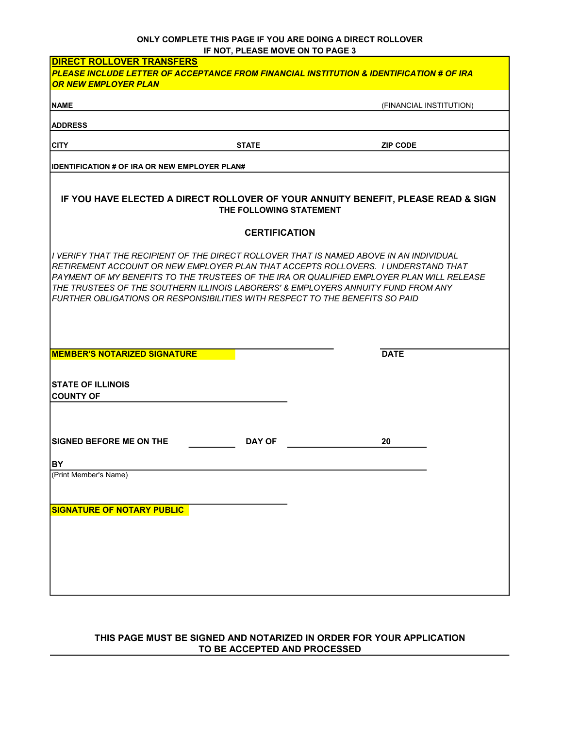**ONLY COMPLETE THIS PAGE IF YOU ARE DOING A DIRECT ROLLOVER**
**IF NOT, PLEASE MOVE ON TO PAGE 3**

## DIRECT ROLLOVER TRANSFERS

***PLEASE INCLUDE LETTER OF ACCEPTANCE FROM FINANCIAL INSTITUTION & IDENTIFICATION # OF IRA OR NEW EMPLOYER PLAN***

**NAME** ____________________________________________ (FINANCIAL INSTITUTION)

**ADDRESS** ____________________________________________

**CITY** ____________________ **STATE** ____________________ **ZIP CODE** ____________________

**IDENTIFICATION # OF IRA OR NEW EMPLOYER PLAN#** ____________________________________________

**IF YOU HAVE ELECTED A DIRECT ROLLOVER OF YOUR ANNUITY BENEFIT, PLEASE READ & SIGN THE FOLLOWING STATEMENT**

### CERTIFICATION

*I VERIFY THAT THE RECIPIENT OF THE DIRECT ROLLOVER THAT IS NAMED ABOVE IN AN INDIVIDUAL RETIREMENT ACCOUNT OR NEW EMPLOYER PLAN THAT ACCEPTS ROLLOVERS. I UNDERSTAND THAT PAYMENT OF MY BENEFITS TO THE TRUSTEES OF THE IRA OR QUALIFIED EMPLOYER PLAN WILL RELEASE THE TRUSTEES OF THE SOUTHERN ILLINOIS LABORERS' & EMPLOYERS ANNUITY FUND FROM ANY FURTHER OBLIGATIONS OR RESPONSIBILITIES WITH RESPECT TO THE BENEFITS SO PAID*

____________________________________________ ____________________

**MEMBER'S NOTARIZED SIGNATURE** **DATE**

**STATE OF ILLINOIS**
**COUNTY OF** ____________________________________________

**SIGNED BEFORE ME ON THE** __________ **DAY OF** ____________________ **20** __________

**BY** ____________________________________________
(Print Member's Name)

____________________________________________
**SIGNATURE OF NOTARY PUBLIC**

**THIS PAGE MUST BE SIGNED AND NOTARIZED IN ORDER FOR YOUR APPLICATION TO BE ACCEPTED AND PROCESSED**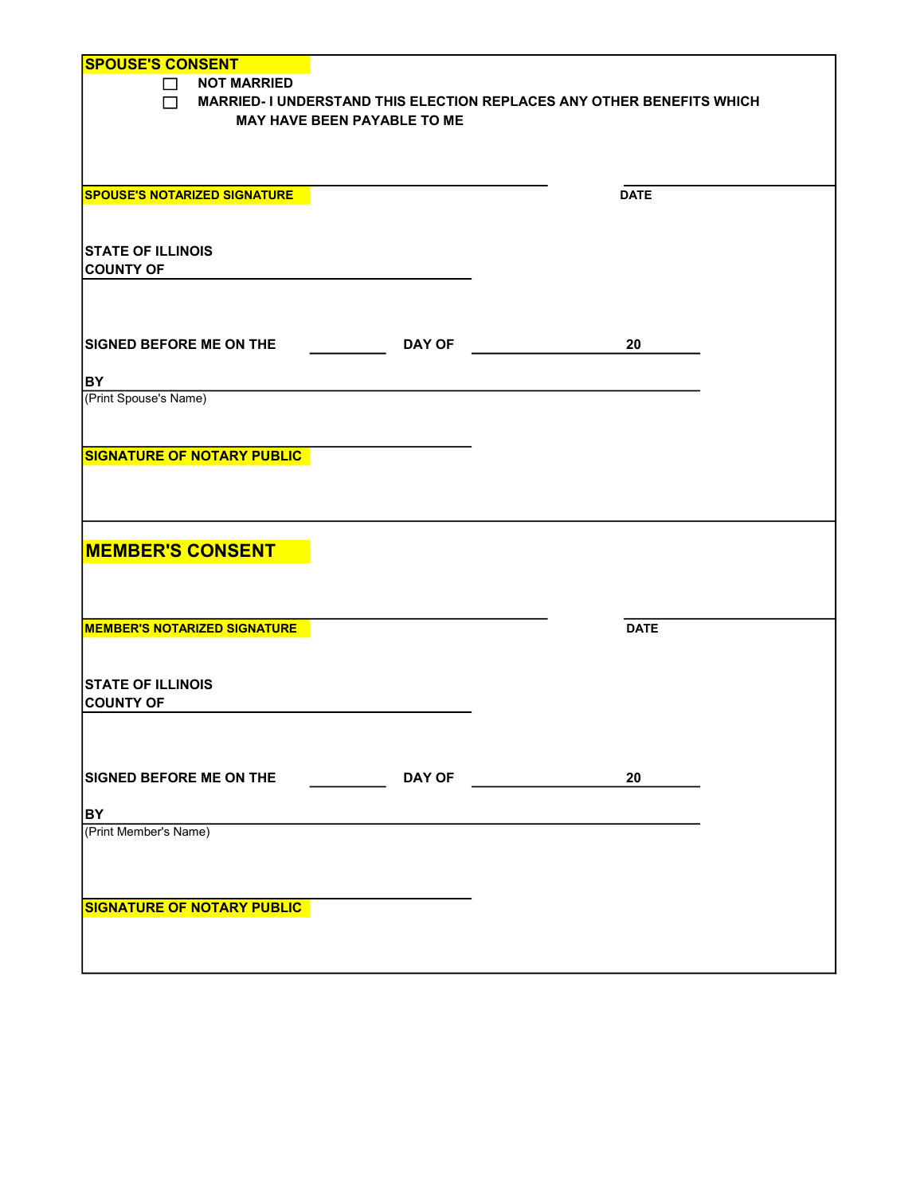## SPOUSE'S CONSENT

☐ NOT MARRIED

☐ MARRIED- I UNDERSTAND THIS ELECTION REPLACES ANY OTHER BENEFITS WHICH MAY HAVE BEEN PAYABLE TO ME

**SPOUSE'S NOTARIZED SIGNATURE** ______________________________ **DATE** ______________

**STATE OF ILLINOIS**
**COUNTY OF** ______________________________

**SIGNED BEFORE ME ON THE** __________ **DAY OF** ____________________ **20** ______

**BY** ____________________________________________
(Print Spouse's Name)

______________________________
**SIGNATURE OF NOTARY PUBLIC**

## MEMBER'S CONSENT

**MEMBER'S NOTARIZED SIGNATURE** ______________________________ **DATE** ______________

**STATE OF ILLINOIS**
**COUNTY OF** ______________________________

**SIGNED BEFORE ME ON THE** __________ **DAY OF** ____________________ **20** ______

**BY** ____________________________________________
(Print Member's Name)

______________________________
**SIGNATURE OF NOTARY PUBLIC**